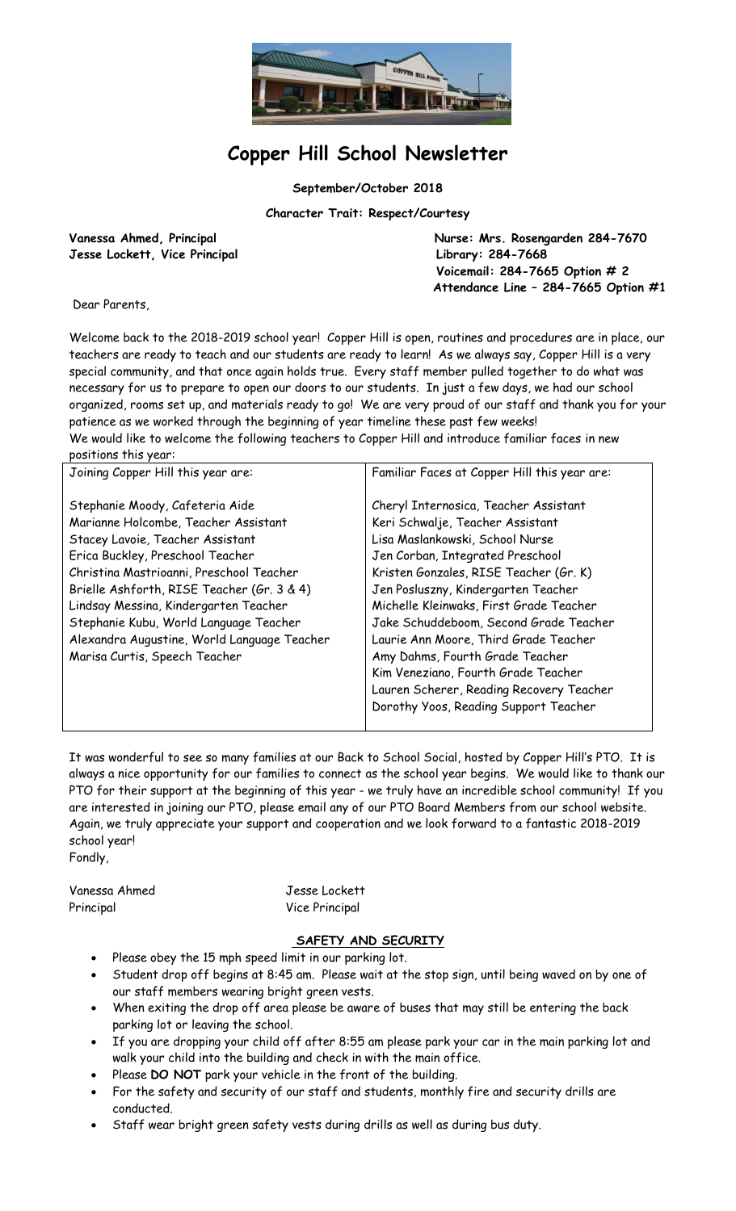# Copper Hill School Newsletter

**September/October 2018**

**Character Trait: Respect/Courtesy**

**Vanessa Ahmed, Principal**
**Jesse Lockett, Vice Principal**

**Nurse: Mrs. Rosengarden 284-7670**
**Library: 284-7668**
**Voicemail: 284-7665 Option # 2**
**Attendance Line – 284-7665 Option #1**

Dear Parents,

Welcome back to the 2018-2019 school year! Copper Hill is open, routines and procedures are in place, our teachers are ready to teach and our students are ready to learn! As we always say, Copper Hill is a very special community, and that once again holds true. Every staff member pulled together to do what was necessary for us to prepare to open our doors to our students. In just a few days, we had our school organized, rooms set up, and materials ready to go! We are very proud of our staff and thank you for your patience as we worked through the beginning of year timeline these past few weeks!
We would like to welcome the following teachers to Copper Hill and introduce familiar faces in new positions this year:

| Joining Copper Hill this year are: | Familiar Faces at Copper Hill this year are: |
|---|---|
| Stephanie Moody, Cafeteria Aide | Cheryl Internosica, Teacher Assistant |
| Marianne Holcombe, Teacher Assistant | Keri Schwalje, Teacher Assistant |
| Stacey Lavoie, Teacher Assistant | Lisa Maslankowski, School Nurse |
| Erica Buckley, Preschool Teacher | Jen Corban, Integrated Preschool |
| Christina Mastrioanni, Preschool Teacher | Kristen Gonzales, RISE Teacher (Gr. K) |
| Brielle Ashforth, RISE Teacher (Gr. 3 & 4) | Jen Posluszny, Kindergarten Teacher |
| Lindsay Messina, Kindergarten Teacher | Michelle Kleinwaks, First Grade Teacher |
| Stephanie Kubu, World Language Teacher | Jake Schuddeboom, Second Grade Teacher |
| Alexandra Augustine, World Language Teacher | Laurie Ann Moore, Third Grade Teacher |
| Marisa Curtis, Speech Teacher | Amy Dahms, Fourth Grade Teacher |
| | Kim Veneziano, Fourth Grade Teacher |
| | Lauren Scherer, Reading Recovery Teacher |
| | Dorothy Yoos, Reading Support Teacher |

It was wonderful to see so many families at our Back to School Social, hosted by Copper Hill's PTO. It is always a nice opportunity for our families to connect as the school year begins. We would like to thank our PTO for their support at the beginning of this year - we truly have an incredible school community! If you are interested in joining our PTO, please email any of our PTO Board Members from our school website. Again, we truly appreciate your support and cooperation and we look forward to a fantastic 2018-2019 school year!
Fondly,

Vanessa Ahmed — Principal
Jesse Lockett — Vice Principal

## SAFETY AND SECURITY

- Please obey the 15 mph speed limit in our parking lot.
- Student drop off begins at 8:45 am. Please wait at the stop sign, until being waved on by one of our staff members wearing bright green vests.
- When exiting the drop off area please be aware of buses that may still be entering the back parking lot or leaving the school.
- If you are dropping your child off after 8:55 am please park your car in the main parking lot and walk your child into the building and check in with the main office.
- Please **DO NOT** park your vehicle in the front of the building.
- For the safety and security of our staff and students, monthly fire and security drills are conducted.
- Staff wear bright green safety vests during drills as well as during bus duty.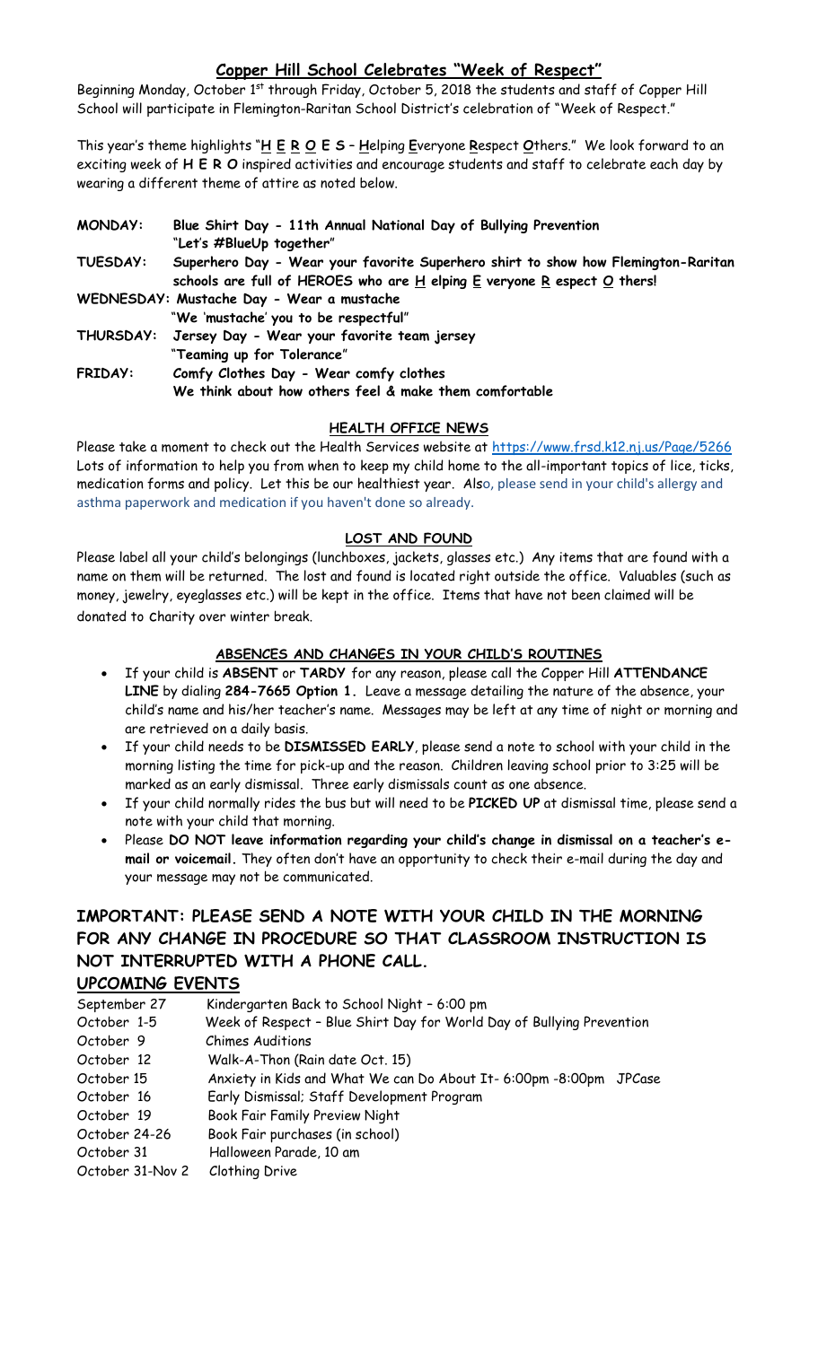## Copper Hill School Celebrates "Week of Respect"

Beginning Monday, October 1st through Friday, October 5, 2018 the students and staff of Copper Hill School will participate in Flemington-Raritan School District's celebration of "Week of Respect."

This year's theme highlights "**H E R O E S** – **H**elping **E**veryone **R**espect **O**thers." We look forward to an exciting week of **H E R O** inspired activities and encourage students and staff to celebrate each day by wearing a different theme of attire as noted below.

**MONDAY:** **Blue Shirt Day - 11th Annual National Day of Bullying Prevention**
**"Let's #BlueUp together"**

**TUESDAY:** **Superhero Day - Wear your favorite Superhero shirt to show how Flemington-Raritan schools are full of HEROES who are H elping E veryone R espect O thers!**

**WEDNESDAY:** **Mustache Day - Wear a mustache**
**"We 'mustache' you to be respectful"**

**THURSDAY:** **Jersey Day - Wear your favorite team jersey**
**"Teaming up for Tolerance"**

**FRIDAY:** **Comfy Clothes Day - Wear comfy clothes**
**We think about how others feel & make them comfortable**

### HEALTH OFFICE NEWS

Please take a moment to check out the Health Services website at https://www.frsd.k12.nj.us/Page/5266 Lots of information to help you from when to keep my child home to the all-important topics of lice, ticks, medication forms and policy. Let this be our healthiest year. Also, please send in your child's allergy and asthma paperwork and medication if you haven't done so already.

### LOST AND FOUND

Please label all your child's belongings (lunchboxes, jackets, glasses etc.) Any items that are found with a name on them will be returned. The lost and found is located right outside the office. Valuables (such as money, jewelry, eyeglasses etc.) will be kept in the office. Items that have not been claimed will be donated to charity over winter break.

### ABSENCES AND CHANGES IN YOUR CHILD'S ROUTINES

- If your child is **ABSENT** or **TARDY** for any reason, please call the Copper Hill **ATTENDANCE LINE** by dialing **284-7665 Option 1.** Leave a message detailing the nature of the absence, your child's name and his/her teacher's name. Messages may be left at any time of night or morning and are retrieved on a daily basis.
- If your child needs to be **DISMISSED EARLY**, please send a note to school with your child in the morning listing the time for pick-up and the reason. Children leaving school prior to 3:25 will be marked as an early dismissal. Three early dismissals count as one absence.
- If your child normally rides the bus but will need to be **PICKED UP** at dismissal time, please send a note with your child that morning.
- Please **DO NOT leave information regarding your child's change in dismissal on a teacher's e-mail or voicemail.** They often don't have an opportunity to check their e-mail during the day and your message may not be communicated.

## IMPORTANT: PLEASE SEND A NOTE WITH YOUR CHILD IN THE MORNING FOR ANY CHANGE IN PROCEDURE SO THAT CLASSROOM INSTRUCTION IS NOT INTERRUPTED WITH A PHONE CALL.

## UPCOMING EVENTS

| | |
|---|---|
| September 27 | Kindergarten Back to School Night – 6:00 pm |
| October 1-5 | Week of Respect – Blue Shirt Day for World Day of Bullying Prevention |
| October 9 | Chimes Auditions |
| October 12 | Walk-A-Thon (Rain date Oct. 15) |
| October 15 | Anxiety in Kids and What We can Do About It- 6:00pm -8:00pm JPCase |
| October 16 | Early Dismissal; Staff Development Program |
| October 19 | Book Fair Family Preview Night |
| October 24-26 | Book Fair purchases (in school) |
| October 31 | Halloween Parade, 10 am |
| October 31-Nov 2 | Clothing Drive |